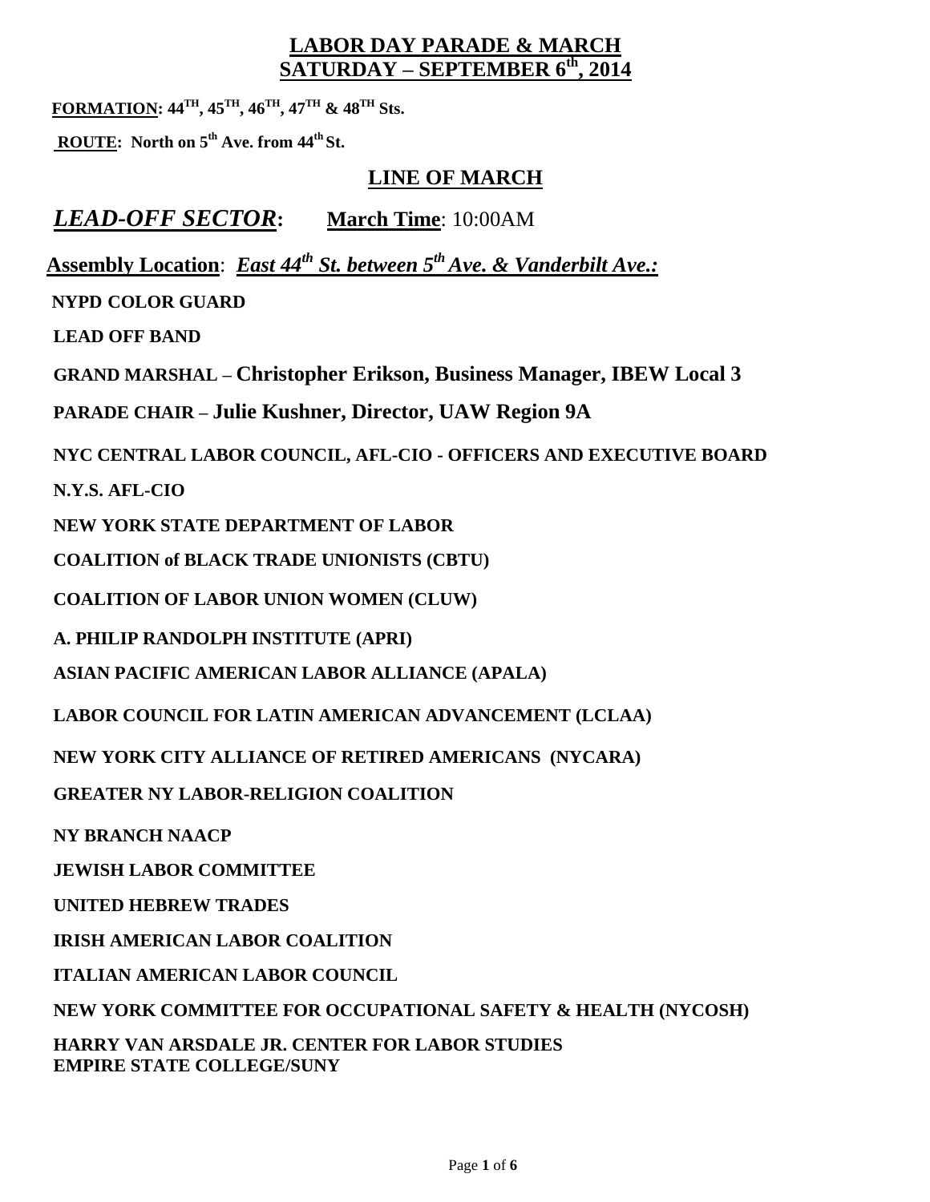# LABOR DAY PARADE & MARCH
## SATURDAY – SEPTEMBER 6th, 2014

**FORMATION: 44TH, 45TH, 46TH, 47TH & 48TH Sts.**

**ROUTE: North on 5th Ave. from 44th St.**

## LINE OF MARCH

### *LEAD-OFF SECTOR*: **March Time**: 10:00AM

**Assembly Location**: ***East 44th St. between 5th Ave. & Vanderbilt Ave.:***

**NYPD COLOR GUARD**

**LEAD OFF BAND**

**GRAND MARSHAL – Christopher Erikson, Business Manager, IBEW Local 3**

**PARADE CHAIR – Julie Kushner, Director, UAW Region 9A**

**NYC CENTRAL LABOR COUNCIL, AFL-CIO - OFFICERS AND EXECUTIVE BOARD**

**N.Y.S. AFL-CIO**

**NEW YORK STATE DEPARTMENT OF LABOR**

**COALITION of BLACK TRADE UNIONISTS (CBTU)**

**COALITION OF LABOR UNION WOMEN (CLUW)**

**A. PHILIP RANDOLPH INSTITUTE (APRI)**

**ASIAN PACIFIC AMERICAN LABOR ALLIANCE (APALA)**

**LABOR COUNCIL FOR LATIN AMERICAN ADVANCEMENT (LCLAA)**

**NEW YORK CITY ALLIANCE OF RETIRED AMERICANS (NYCARA)**

**GREATER NY LABOR-RELIGION COALITION**

**NY BRANCH NAACP**

**JEWISH LABOR COMMITTEE**

**UNITED HEBREW TRADES**

**IRISH AMERICAN LABOR COALITION**

**ITALIAN AMERICAN LABOR COUNCIL**

**NEW YORK COMMITTEE FOR OCCUPATIONAL SAFETY & HEALTH (NYCOSH)**

**HARRY VAN ARSDALE JR. CENTER FOR LABOR STUDIES**
**EMPIRE STATE COLLEGE/SUNY**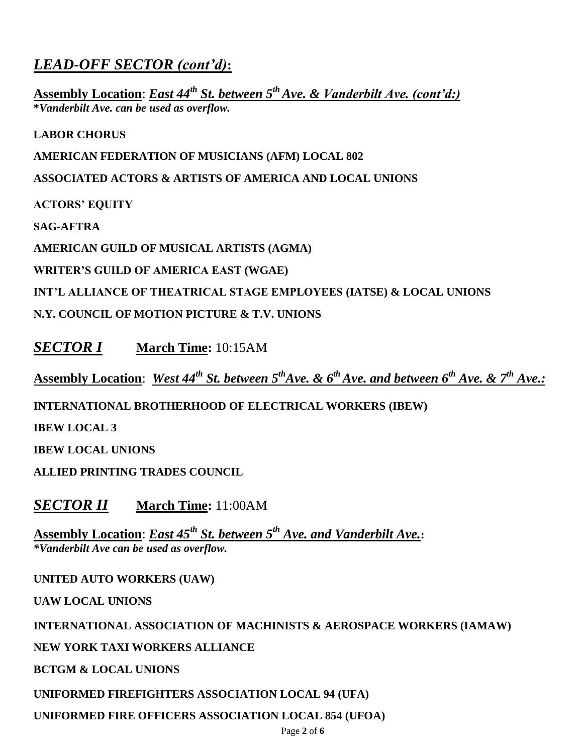## *LEAD-OFF SECTOR (cont'd)*:

**Assembly Location**: ***East 44th St. between 5th Ave. & Vanderbilt Ave. (cont'd:)***
***Vanderbilt Ave. can be used as overflow.**

**LABOR CHORUS**

**AMERICAN FEDERATION OF MUSICIANS (AFM) LOCAL 802**

**ASSOCIATED ACTORS & ARTISTS OF AMERICA AND LOCAL UNIONS**

**ACTORS' EQUITY**

**SAG-AFTRA**

**AMERICAN GUILD OF MUSICAL ARTISTS (AGMA)**

**WRITER'S GUILD OF AMERICA EAST (WGAE)**

**INT'L ALLIANCE OF THEATRICAL STAGE EMPLOYEES (IATSE) & LOCAL UNIONS**

**N.Y. COUNCIL OF MOTION PICTURE & T.V. UNIONS**

## *SECTOR I* **March Time:** 10:15AM

**Assembly Location**: ***West 44th St. between 5th Ave. & 6th Ave. and between 6th Ave. & 7th Ave.:***

**INTERNATIONAL BROTHERHOOD OF ELECTRICAL WORKERS (IBEW)**

**IBEW LOCAL 3**

**IBEW LOCAL UNIONS**

**ALLIED PRINTING TRADES COUNCIL**

## *SECTOR II* **March Time:** 11:00AM

**Assembly Location**: ***East 45th St. between 5th Ave. and Vanderbilt Ave.*:**
***Vanderbilt Ave can be used as overflow.***

**UNITED AUTO WORKERS (UAW)**

**UAW LOCAL UNIONS**

**INTERNATIONAL ASSOCIATION OF MACHINISTS & AEROSPACE WORKERS (IAMAW)**

**NEW YORK TAXI WORKERS ALLIANCE**

**BCTGM & LOCAL UNIONS**

**UNIFORMED FIREFIGHTERS ASSOCIATION LOCAL 94 (UFA)**

**UNIFORMED FIRE OFFICERS ASSOCIATION LOCAL 854 (UFOA)**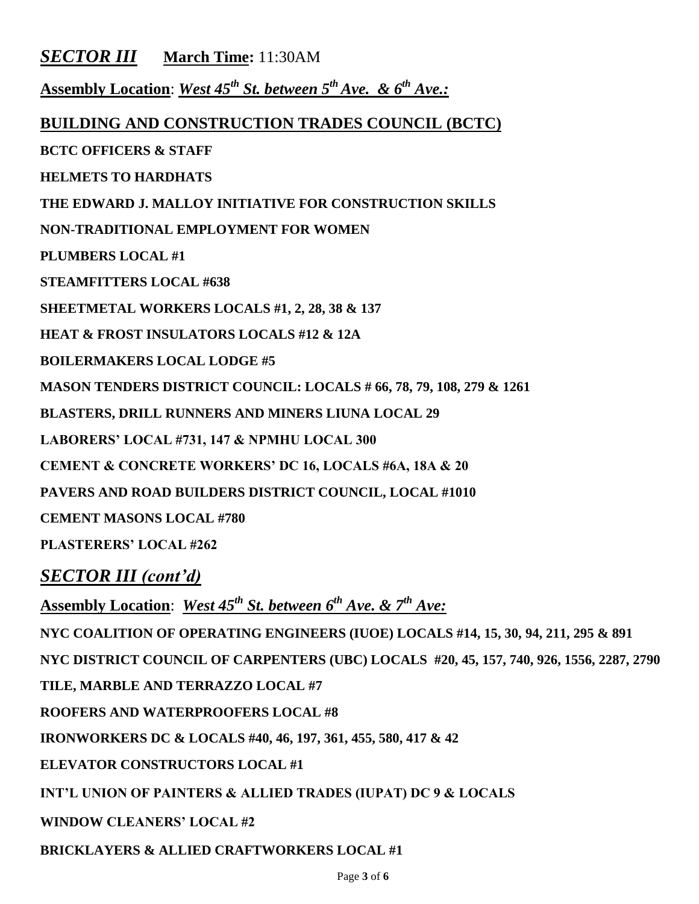## ***SECTOR III*** **March Time:** 11:30AM

**Assembly Location**: ***West 45th St. between 5th Ave. & 6th Ave.:***

### **BUILDING AND CONSTRUCTION TRADES COUNCIL (BCTC)**

**BCTC OFFICERS & STAFF**

**HELMETS TO HARDHATS**

**THE EDWARD J. MALLOY INITIATIVE FOR CONSTRUCTION SKILLS**

**NON-TRADITIONAL EMPLOYMENT FOR WOMEN**

**PLUMBERS LOCAL #1**

**STEAMFITTERS LOCAL #638**

**SHEETMETAL WORKERS LOCALS #1, 2, 28, 38 & 137**

**HEAT & FROST INSULATORS LOCALS #12 & 12A**

**BOILERMAKERS LOCAL LODGE #5**

**MASON TENDERS DISTRICT COUNCIL: LOCALS # 66, 78, 79, 108, 279 & 1261**

**BLASTERS, DRILL RUNNERS AND MINERS LIUNA LOCAL 29**

**LABORERS' LOCAL #731, 147 & NPMHU LOCAL 300**

**CEMENT & CONCRETE WORKERS' DC 16, LOCALS #6A, 18A & 20**

**PAVERS AND ROAD BUILDERS DISTRICT COUNCIL, LOCAL #1010**

**CEMENT MASONS LOCAL #780**

**PLASTERERS' LOCAL #262**

## ***SECTOR III (cont'd)***

**Assembly Location**: ***West 45th St. between 6th Ave. & 7th Ave:***

**NYC COALITION OF OPERATING ENGINEERS (IUOE) LOCALS #14, 15, 30, 94, 211, 295 & 891**

**NYC DISTRICT COUNCIL OF CARPENTERS (UBC) LOCALS #20, 45, 157, 740, 926, 1556, 2287, 2790**

**TILE, MARBLE AND TERRAZZO LOCAL #7**

**ROOFERS AND WATERPROOFERS LOCAL #8**

**IRONWORKERS DC & LOCALS #40, 46, 197, 361, 455, 580, 417 & 42**

**ELEVATOR CONSTRUCTORS LOCAL #1**

**INT'L UNION OF PAINTERS & ALLIED TRADES (IUPAT) DC 9 & LOCALS**

**WINDOW CLEANERS' LOCAL #2**

**BRICKLAYERS & ALLIED CRAFTWORKERS LOCAL #1**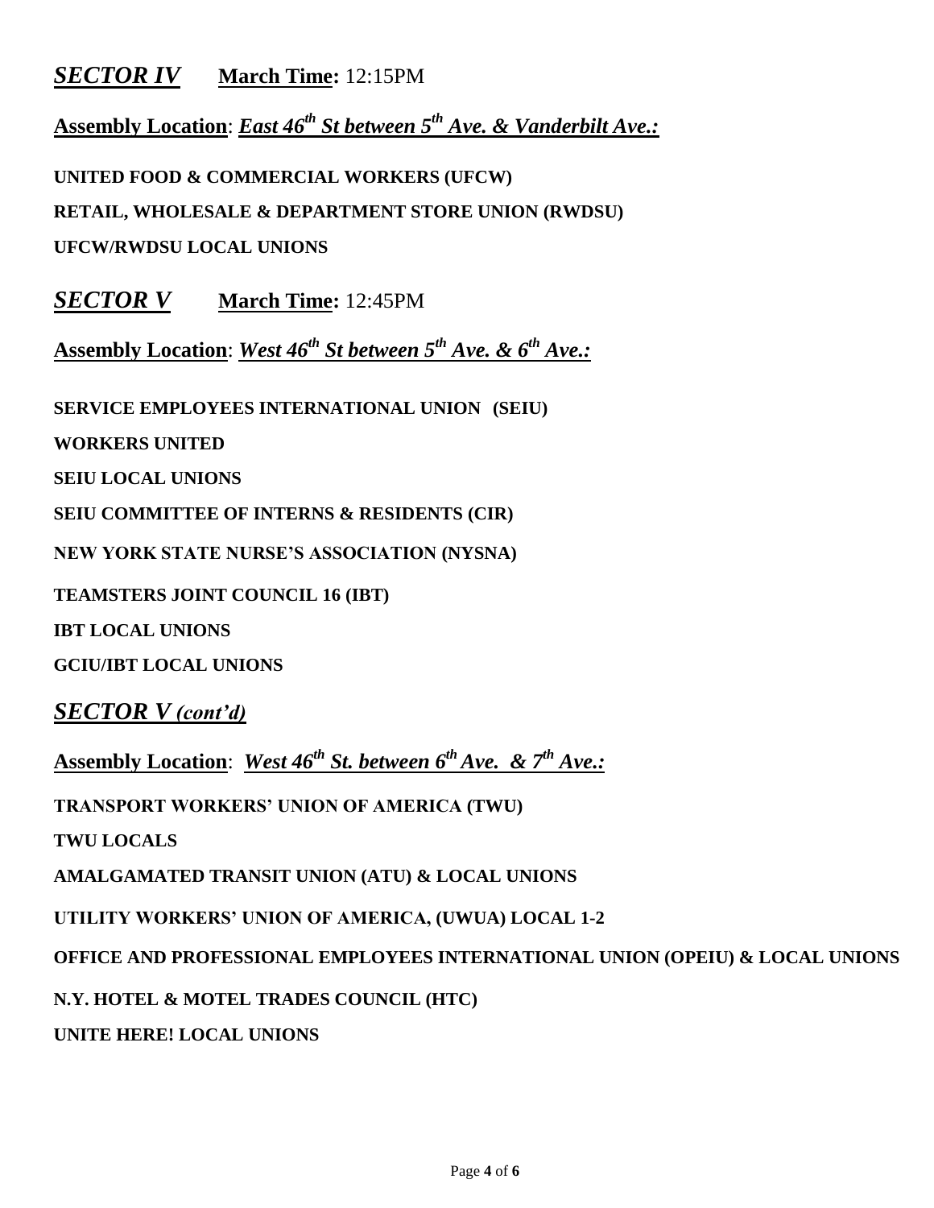## ***SECTOR IV*** **March Time:** 12:15PM

**Assembly Location**: ***East 46th St between 5th Ave. & Vanderbilt Ave.:***

**UNITED FOOD & COMMERCIAL WORKERS (UFCW)**

**RETAIL, WHOLESALE & DEPARTMENT STORE UNION (RWDSU)**

**UFCW/RWDSU LOCAL UNIONS**

## ***SECTOR V*** **March Time:** 12:45PM

**Assembly Location**: ***West 46th St between 5th Ave. & 6th Ave.:***

**SERVICE EMPLOYEES INTERNATIONAL UNION (SEIU)**

**WORKERS UNITED**

**SEIU LOCAL UNIONS**

**SEIU COMMITTEE OF INTERNS & RESIDENTS (CIR)**

**NEW YORK STATE NURSE'S ASSOCIATION (NYSNA)**

**TEAMSTERS JOINT COUNCIL 16 (IBT)**

**IBT LOCAL UNIONS**

**GCIU/IBT LOCAL UNIONS**

## ***SECTOR V (cont'd)***

**Assembly Location**: ***West 46th St. between 6th Ave. & 7th Ave.:***

**TRANSPORT WORKERS' UNION OF AMERICA (TWU)**

**TWU LOCALS**

**AMALGAMATED TRANSIT UNION (ATU) & LOCAL UNIONS**

**UTILITY WORKERS' UNION OF AMERICA, (UWUA) LOCAL 1-2**

**OFFICE AND PROFESSIONAL EMPLOYEES INTERNATIONAL UNION (OPEIU) & LOCAL UNIONS**

**N.Y. HOTEL & MOTEL TRADES COUNCIL (HTC)**

**UNITE HERE! LOCAL UNIONS**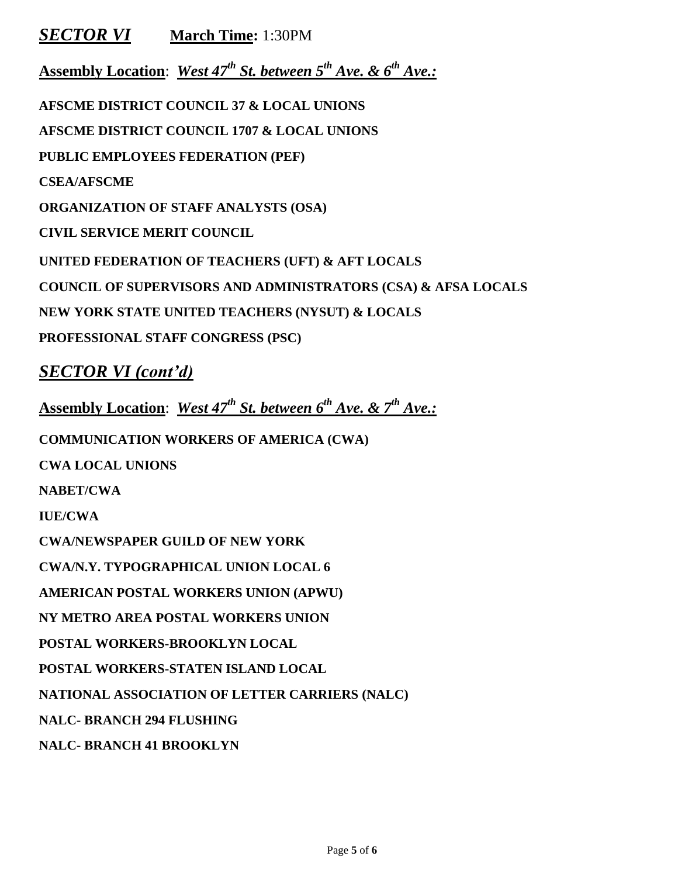## ***SECTOR VI*** **March Time:** 1:30PM

**Assembly Location**: ***West 47th St. between 5th Ave. & 6th Ave.:***

**AFSCME DISTRICT COUNCIL 37 & LOCAL UNIONS**

**AFSCME DISTRICT COUNCIL 1707 & LOCAL UNIONS**

**PUBLIC EMPLOYEES FEDERATION (PEF)**

**CSEA/AFSCME**

**ORGANIZATION OF STAFF ANALYSTS (OSA)**

**CIVIL SERVICE MERIT COUNCIL**

**UNITED FEDERATION OF TEACHERS (UFT) & AFT LOCALS**

**COUNCIL OF SUPERVISORS AND ADMINISTRATORS (CSA) & AFSA LOCALS**

**NEW YORK STATE UNITED TEACHERS (NYSUT) & LOCALS**

**PROFESSIONAL STAFF CONGRESS (PSC)**

## ***SECTOR VI (cont'd)***

**Assembly Location**: ***West 47th St. between 6th Ave. & 7th Ave.:***

**COMMUNICATION WORKERS OF AMERICA (CWA)**

**CWA LOCAL UNIONS**

**NABET/CWA**

**IUE/CWA**

**CWA/NEWSPAPER GUILD OF NEW YORK**

**CWA/N.Y. TYPOGRAPHICAL UNION LOCAL 6**

**AMERICAN POSTAL WORKERS UNION (APWU)**

**NY METRO AREA POSTAL WORKERS UNION**

**POSTAL WORKERS-BROOKLYN LOCAL**

**POSTAL WORKERS-STATEN ISLAND LOCAL**

**NATIONAL ASSOCIATION OF LETTER CARRIERS (NALC)**

**NALC- BRANCH 294 FLUSHING**

**NALC- BRANCH 41 BROOKLYN**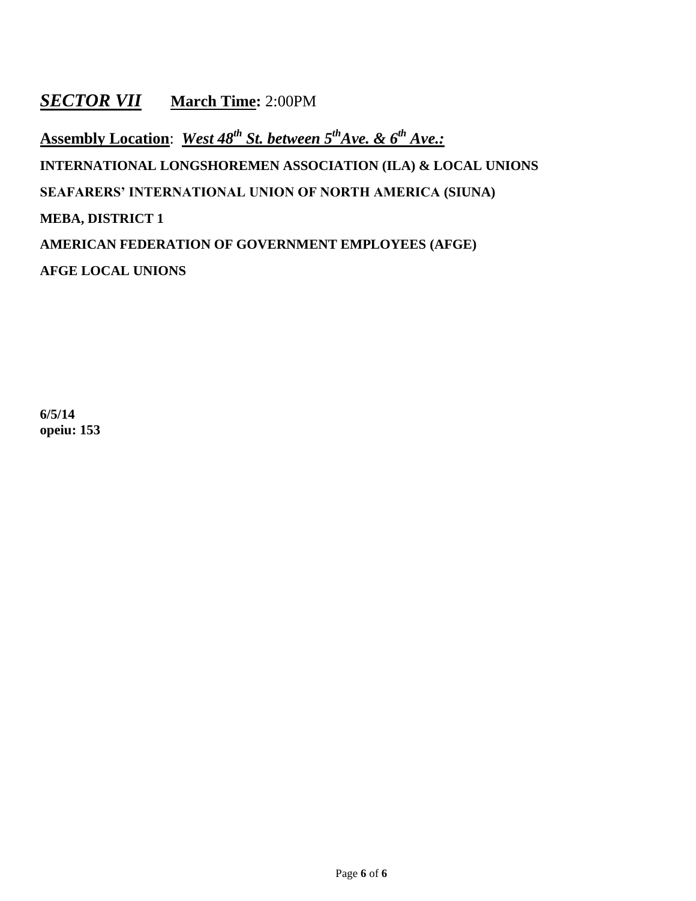## ***SECTOR VII*** **March Time:** 2:00PM

**Assembly Location**: ***West 48th St. between 5th Ave. & 6th Ave.:***

**INTERNATIONAL LONGSHOREMEN ASSOCIATION (ILA) & LOCAL UNIONS**

**SEAFARERS' INTERNATIONAL UNION OF NORTH AMERICA (SIUNA)**

**MEBA, DISTRICT 1**

**AMERICAN FEDERATION OF GOVERNMENT EMPLOYEES (AFGE)**

**AFGE LOCAL UNIONS**

**6/5/14**
**opeiu: 153**